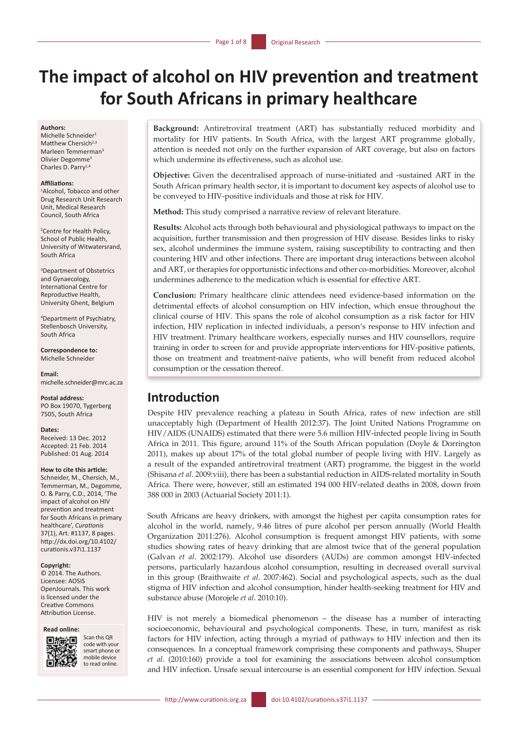# The impact of alcohol on HIV prevention and treatment for South Africans in primary healthcare

**Authors:**
Michelle Schneider[1]
Matthew Chersich[2,3]
Marleen Temmerman[3]
Olivier Degomme[3]
Charles D. Parry[1,4]

**Affiliations:**
[1]Alcohol, Tobacco and other Drug Research Unit Research Unit, Medical Research Council, South Africa

[2]Centre for Health Policy, School of Public Health, University of Witwatersrand, South Africa

[3]Department of Obstetrics and Gynaecology, International Centre for Reproductive Health, University Ghent, Belgium

[4]Department of Psychiatry, Stellenbosch University, South Africa

**Correspondence to:**
Michelle Schneider

**Email:**
michelle.schneider@mrc.ac.za

**Postal address:**
PO Box 19070, Tygerberg 7505, South Africa

**Dates:**
Received: 13 Dec. 2012
Accepted: 21 Feb. 2014
Published: 01 Aug. 2014

**How to cite this article:**
Schneider, M., Chersich, M., Temmerman, M., Degomme, O. & Parry, C.D., 2014, 'The impact of alcohol on HIV prevention and treatment for South Africans in primary healthcare', *Curationis* 37(1), Art. #1137, 8 pages. http://dx.doi.org/10.4102/curationis.v37i1.1137

**Copyright:**
© 2014. The Authors. Licensee: AOSIS OpenJournals. This work is licensed under the Creative Commons Attribution License.

**Read online:**
Scan this QR code with your smart phone or mobile device to read online.

**Background:** Antiretroviral treatment (ART) has substantially reduced morbidity and mortality for HIV patients. In South Africa, with the largest ART programme globally, attention is needed not only on the further expansion of ART coverage, but also on factors which undermine its effectiveness, such as alcohol use.

**Objective:** Given the decentralised approach of nurse-initiated and -sustained ART in the South African primary health sector, it is important to document key aspects of alcohol use to be conveyed to HIV-positive individuals and those at risk for HIV.

**Method:** This study comprised a narrative review of relevant literature.

**Results:** Alcohol acts through both behavioural and physiological pathways to impact on the acquisition, further transmission and then progression of HIV disease. Besides links to risky sex, alcohol undermines the immune system, raising susceptibility to contracting and then countering HIV and other infections. There are important drug interactions between alcohol and ART, or therapies for opportunistic infections and other co-morbidities. Moreover, alcohol undermines adherence to the medication which is essential for effective ART.

**Conclusion:** Primary healthcare clinic attendees need evidence-based information on the detrimental effects of alcohol consumption on HIV infection, which ensue throughout the clinical course of HIV. This spans the role of alcohol consumption as a risk factor for HIV infection, HIV replication in infected individuals, a person's response to HIV infection and HIV treatment. Primary healthcare workers, especially nurses and HIV counsellors, require training in order to screen for and provide appropriate interventions for HIV-positive patients, those on treatment and treatment-naïve patients, who will benefit from reduced alcohol consumption or the cessation thereof.

## Introduction

Despite HIV prevalence reaching a plateau in South Africa, rates of new infection are still unacceptably high (Department of Health 2012:37). The Joint United Nations Programme on HIV/AIDS (UNAIDS) estimated that there were 5.6 million HIV-infected people living in South Africa in 2011. This figure, around 11% of the South African population (Doyle & Dorrington 2011), makes up about 17% of the total global number of people living with HIV. Largely as a result of the expanded antiretroviral treatment (ART) programme, the biggest in the world (Shisana *et al*. 2009:viii), there has been a substantial reduction in AIDS-related mortality in South Africa. There were, however, still an estimated 194 000 HIV-related deaths in 2008, down from 388 000 in 2003 (Actuarial Society 2011:1).

South Africans are heavy drinkers, with amongst the highest per capita consumption rates for alcohol in the world, namely, 9.46 litres of pure alcohol per person annually (World Health Organization 2011:276). Alcohol consumption is frequent amongst HIV patients, with some studies showing rates of heavy drinking that are almost twice that of the general population (Galvan *et al*. 2002:179). Alcohol use disorders (AUDs) are common amongst HIV-infected persons, particularly hazardous alcohol consumption, resulting in decreased overall survival in this group (Braithwaite *et al*. 2007:462). Social and psychological aspects, such as the dual stigma of HIV infection and alcohol consumption, hinder health-seeking treatment for HIV and substance abuse (Morojele *et al*. 2010:10).

HIV is not merely a biomedical phenomenon – the disease has a number of interacting socioeconomic, behavioural and psychological components. These, in turn, manifest as risk factors for HIV infection, acting through a myriad of pathways to HIV infection and then its consequences. In a conceptual framework comprising these components and pathways, Shuper *et al*. (2010:160) provide a tool for examining the associations between alcohol consumption and HIV infection. Unsafe sexual intercourse is an essential component for HIV infection. Sexual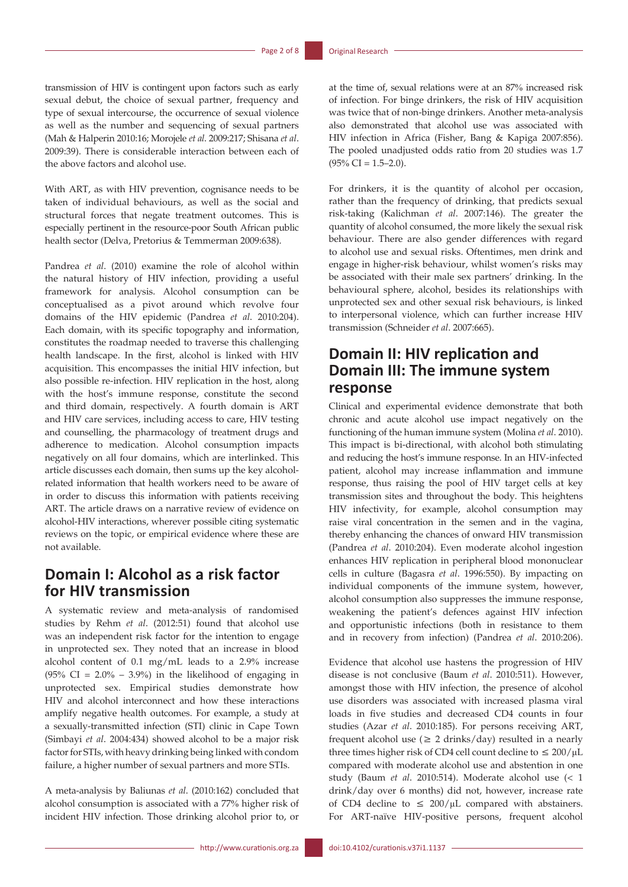transmission of HIV is contingent upon factors such as early sexual debut, the choice of sexual partner, frequency and type of sexual intercourse, the occurrence of sexual violence as well as the number and sequencing of sexual partners (Mah & Halperin 2010:16; Morojele *et al*. 2009:217; Shisana *et al*. 2009:39). There is considerable interaction between each of the above factors and alcohol use.

With ART, as with HIV prevention, cognisance needs to be taken of individual behaviours, as well as the social and structural forces that negate treatment outcomes. This is especially pertinent in the resource-poor South African public health sector (Delva, Pretorius & Temmerman 2009:638).

Pandrea *et al*. (2010) examine the role of alcohol within the natural history of HIV infection, providing a useful framework for analysis. Alcohol consumption can be conceptualised as a pivot around which revolve four domains of the HIV epidemic (Pandrea *et al*. 2010:204). Each domain, with its specific topography and information, constitutes the roadmap needed to traverse this challenging health landscape. In the first, alcohol is linked with HIV acquisition. This encompasses the initial HIV infection, but also possible re-infection. HIV replication in the host, along with the host's immune response, constitute the second and third domain, respectively. A fourth domain is ART and HIV care services, including access to care, HIV testing and counselling, the pharmacology of treatment drugs and adherence to medication. Alcohol consumption impacts negatively on all four domains, which are interlinked. This article discusses each domain, then sums up the key alcohol-related information that health workers need to be aware of in order to discuss this information with patients receiving ART. The article draws on a narrative review of evidence on alcohol-HIV interactions, wherever possible citing systematic reviews on the topic, or empirical evidence where these are not available.

## Domain I: Alcohol as a risk factor for HIV transmission

A systematic review and meta-analysis of randomised studies by Rehm *et al*. (2012:51) found that alcohol use was an independent risk factor for the intention to engage in unprotected sex. They noted that an increase in blood alcohol content of 0.1 mg/mL leads to a 2.9% increase (95% CI = 2.0% – 3.9%) in the likelihood of engaging in unprotected sex. Empirical studies demonstrate how HIV and alcohol interconnect and how these interactions amplify negative health outcomes. For example, a study at a sexually-transmitted infection (STI) clinic in Cape Town (Simbayi *et al*. 2004:434) showed alcohol to be a major risk factor for STIs, with heavy drinking being linked with condom failure, a higher number of sexual partners and more STIs.

A meta-analysis by Baliunas *et al*. (2010:162) concluded that alcohol consumption is associated with a 77% higher risk of incident HIV infection. Those drinking alcohol prior to, or at the time of, sexual relations were at an 87% increased risk of infection. For binge drinkers, the risk of HIV acquisition was twice that of non-binge drinkers. Another meta-analysis also demonstrated that alcohol use was associated with HIV infection in Africa (Fisher, Bang & Kapiga 2007:856). The pooled unadjusted odds ratio from 20 studies was 1.7 (95% CI = 1.5–2.0).

For drinkers, it is the quantity of alcohol per occasion, rather than the frequency of drinking, that predicts sexual risk-taking (Kalichman *et al*. 2007:146). The greater the quantity of alcohol consumed, the more likely the sexual risk behaviour. There are also gender differences with regard to alcohol use and sexual risks. Oftentimes, men drink and engage in higher-risk behaviour, whilst women's risks may be associated with their male sex partners' drinking. In the behavioural sphere, alcohol, besides its relationships with unprotected sex and other sexual risk behaviours, is linked to interpersonal violence, which can further increase HIV transmission (Schneider *et al*. 2007:665).

## Domain II: HIV replication and Domain III: The immune system response

Clinical and experimental evidence demonstrate that both chronic and acute alcohol use impact negatively on the functioning of the human immune system (Molina *et al*. 2010). This impact is bi-directional, with alcohol both stimulating and reducing the host's immune response. In an HIV-infected patient, alcohol may increase inflammation and immune response, thus raising the pool of HIV target cells at key transmission sites and throughout the body. This heightens HIV infectivity, for example, alcohol consumption may raise viral concentration in the semen and in the vagina, thereby enhancing the chances of onward HIV transmission (Pandrea *et al*. 2010:204). Even moderate alcohol ingestion enhances HIV replication in peripheral blood mononuclear cells in culture (Bagasra *et al*. 1996:550). By impacting on individual components of the immune system, however, alcohol consumption also suppresses the immune response, weakening the patient's defences against HIV infection and opportunistic infections (both in resistance to them and in recovery from infection) (Pandrea *et al*. 2010:206).

Evidence that alcohol use hastens the progression of HIV disease is not conclusive (Baum *et al*. 2010:511). However, amongst those with HIV infection, the presence of alcohol use disorders was associated with increased plasma viral loads in five studies and decreased CD4 counts in four studies (Azar *et al*. 2010:185). For persons receiving ART, frequent alcohol use (≥ 2 drinks/day) resulted in a nearly three times higher risk of CD4 cell count decline to ≤ 200/μL compared with moderate alcohol use and abstention in one study (Baum *et al*. 2010:514). Moderate alcohol use (< 1 drink/day over 6 months) did not, however, increase rate of CD4 decline to ≤ 200/μL compared with abstainers. For ART-naïve HIV-positive persons, frequent alcohol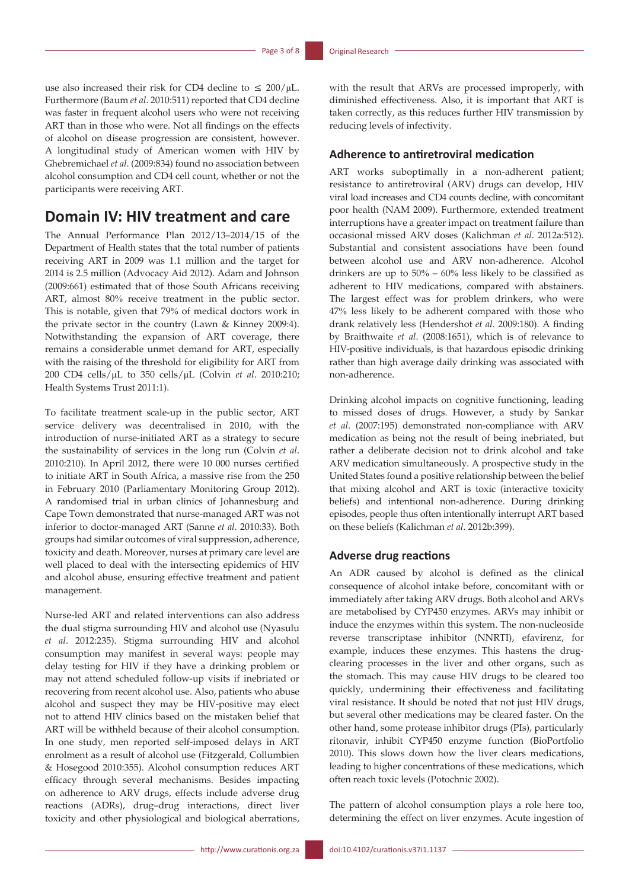use also increased their risk for CD4 decline to ≤ 200/µL. Furthermore (Baum *et al*. 2010:511) reported that CD4 decline was faster in frequent alcohol users who were not receiving ART than in those who were. Not all findings on the effects of alcohol on disease progression are consistent, however. A longitudinal study of American women with HIV by Ghebremichael *et al*. (2009:834) found no association between alcohol consumption and CD4 cell count, whether or not the participants were receiving ART.

# Domain IV: HIV treatment and care

The Annual Performance Plan 2012/13–2014/15 of the Department of Health states that the total number of patients receiving ART in 2009 was 1.1 million and the target for 2014 is 2.5 million (Advocacy Aid 2012). Adam and Johnson (2009:661) estimated that of those South Africans receiving ART, almost 80% receive treatment in the public sector. This is notable, given that 79% of medical doctors work in the private sector in the country (Lawn & Kinney 2009:4). Notwithstanding the expansion of ART coverage, there remains a considerable unmet demand for ART, especially with the raising of the threshold for eligibility for ART from 200 CD4 cells/µL to 350 cells/µL (Colvin *et al*. 2010:210; Health Systems Trust 2011:1).

To facilitate treatment scale-up in the public sector, ART service delivery was decentralised in 2010, with the introduction of nurse-initiated ART as a strategy to secure the sustainability of services in the long run (Colvin *et al*. 2010:210). In April 2012, there were 10 000 nurses certified to initiate ART in South Africa, a massive rise from the 250 in February 2010 (Parliamentary Monitoring Group 2012). A randomised trial in urban clinics of Johannesburg and Cape Town demonstrated that nurse-managed ART was not inferior to doctor-managed ART (Sanne *et al*. 2010:33). Both groups had similar outcomes of viral suppression, adherence, toxicity and death. Moreover, nurses at primary care level are well placed to deal with the intersecting epidemics of HIV and alcohol abuse, ensuring effective treatment and patient management.

Nurse-led ART and related interventions can also address the dual stigma surrounding HIV and alcohol use (Nyasulu *et al*. 2012:235). Stigma surrounding HIV and alcohol consumption may manifest in several ways: people may delay testing for HIV if they have a drinking problem or may not attend scheduled follow-up visits if inebriated or recovering from recent alcohol use. Also, patients who abuse alcohol and suspect they may be HIV-positive may elect not to attend HIV clinics based on the mistaken belief that ART will be withheld because of their alcohol consumption. In one study, men reported self-imposed delays in ART enrolment as a result of alcohol use (Fitzgerald, Collumbien & Hosegood 2010:355). Alcohol consumption reduces ART efficacy through several mechanisms. Besides impacting on adherence to ARV drugs, effects include adverse drug reactions (ADRs), drug–drug interactions, direct liver toxicity and other physiological and biological aberrations, with the result that ARVs are processed improperly, with diminished effectiveness. Also, it is important that ART is taken correctly, as this reduces further HIV transmission by reducing levels of infectivity.

## Adherence to antiretroviral medication

ART works suboptimally in a non-adherent patient; resistance to antiretroviral (ARV) drugs can develop, HIV viral load increases and CD4 counts decline, with concomitant poor health (NAM 2009). Furthermore, extended treatment interruptions have a greater impact on treatment failure than occasional missed ARV doses (Kalichman *et al*. 2012a:512). Substantial and consistent associations have been found between alcohol use and ARV non-adherence. Alcohol drinkers are up to 50% – 60% less likely to be classified as adherent to HIV medications, compared with abstainers. The largest effect was for problem drinkers, who were 47% less likely to be adherent compared with those who drank relatively less (Hendershot *et al*. 2009:180). A finding by Braithwaite *et al*. (2008:1651), which is of relevance to HIV-positive individuals, is that hazardous episodic drinking rather than high average daily drinking was associated with non-adherence.

Drinking alcohol impacts on cognitive functioning, leading to missed doses of drugs. However, a study by Sankar *et al*. (2007:195) demonstrated non-compliance with ARV medication as being not the result of being inebriated, but rather a deliberate decision not to drink alcohol and take ARV medication simultaneously. A prospective study in the United States found a positive relationship between the belief that mixing alcohol and ART is toxic (interactive toxicity beliefs) and intentional non-adherence. During drinking episodes, people thus often intentionally interrupt ART based on these beliefs (Kalichman *et al*. 2012b:399).

## Adverse drug reactions

An ADR caused by alcohol is defined as the clinical consequence of alcohol intake before, concomitant with or immediately after taking ARV drugs. Both alcohol and ARVs are metabolised by CYP450 enzymes. ARVs may inhibit or induce the enzymes within this system. The non-nucleoside reverse transcriptase inhibitor (NNRTI), efavirenz, for example, induces these enzymes. This hastens the drug-clearing processes in the liver and other organs, such as the stomach. This may cause HIV drugs to be cleared too quickly, undermining their effectiveness and facilitating viral resistance. It should be noted that not just HIV drugs, but several other medications may be cleared faster. On the other hand, some protease inhibitor drugs (PIs), particularly ritonavir, inhibit CYP450 enzyme function (BioPortfolio 2010). This slows down how the liver clears medications, leading to higher concentrations of these medications, which often reach toxic levels (Potochnic 2002).

The pattern of alcohol consumption plays a role here too, determining the effect on liver enzymes. Acute ingestion of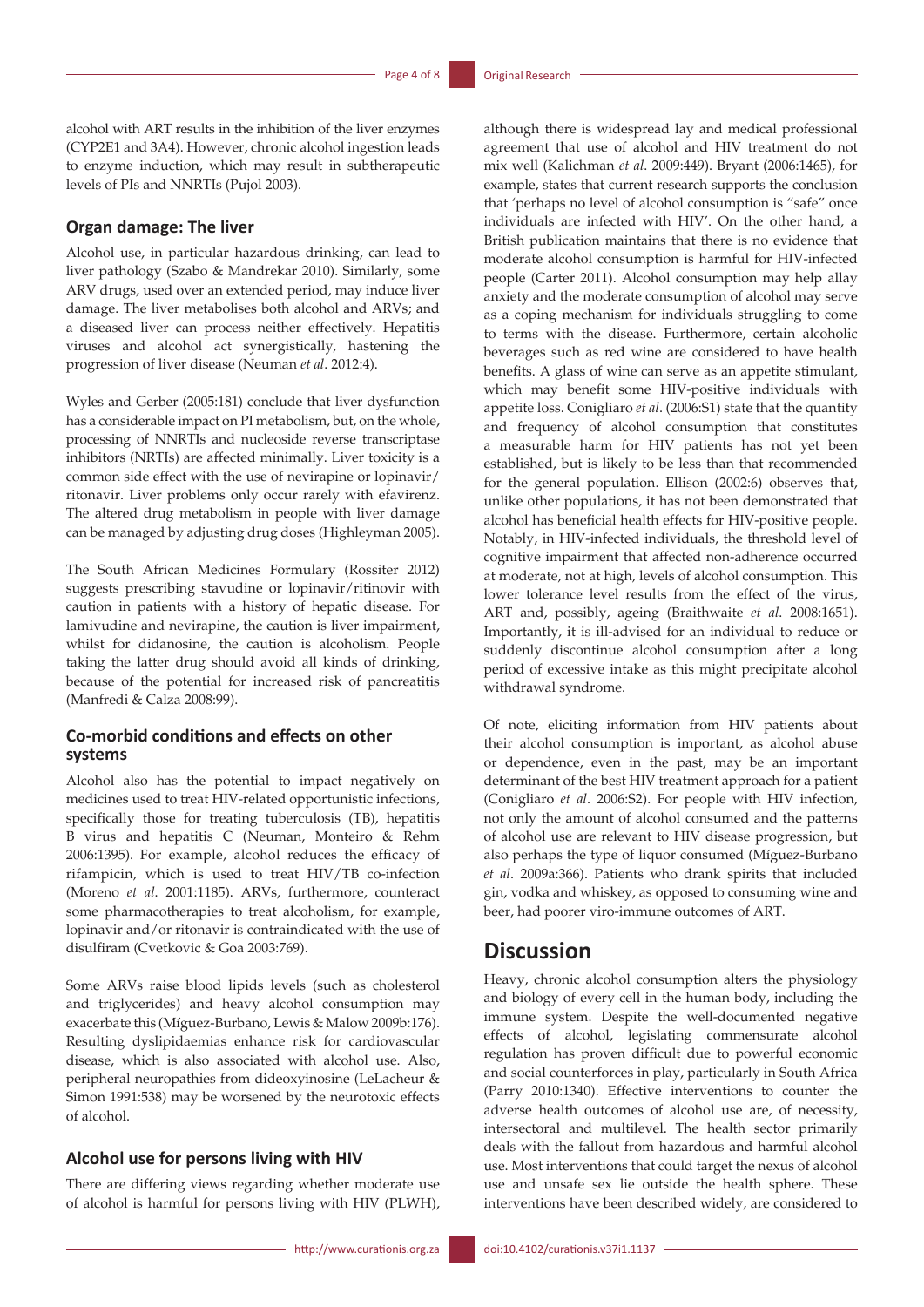alcohol with ART results in the inhibition of the liver enzymes (CYP2E1 and 3A4). However, chronic alcohol ingestion leads to enzyme induction, which may result in subtherapeutic levels of PIs and NNRTIs (Pujol 2003).

### Organ damage: The liver

Alcohol use, in particular hazardous drinking, can lead to liver pathology (Szabo & Mandrekar 2010). Similarly, some ARV drugs, used over an extended period, may induce liver damage. The liver metabolises both alcohol and ARVs; and a diseased liver can process neither effectively. Hepatitis viruses and alcohol act synergistically, hastening the progression of liver disease (Neuman *et al*. 2012:4).

Wyles and Gerber (2005:181) conclude that liver dysfunction has a considerable impact on PI metabolism, but, on the whole, processing of NNRTIs and nucleoside reverse transcriptase inhibitors (NRTIs) are affected minimally. Liver toxicity is a common side effect with the use of nevirapine or lopinavir/ritonavir. Liver problems only occur rarely with efavirenz. The altered drug metabolism in people with liver damage can be managed by adjusting drug doses (Highleyman 2005).

The South African Medicines Formulary (Rossiter 2012) suggests prescribing stavudine or lopinavir/ritinovir with caution in patients with a history of hepatic disease. For lamivudine and nevirapine, the caution is liver impairment, whilst for didanosine, the caution is alcoholism. People taking the latter drug should avoid all kinds of drinking, because of the potential for increased risk of pancreatitis (Manfredi & Calza 2008:99).

### Co-morbid conditions and effects on other systems

Alcohol also has the potential to impact negatively on medicines used to treat HIV-related opportunistic infections, specifically those for treating tuberculosis (TB), hepatitis B virus and hepatitis C (Neuman, Monteiro & Rehm 2006:1395). For example, alcohol reduces the efficacy of rifampicin, which is used to treat HIV/TB co-infection (Moreno *et al*. 2001:1185). ARVs, furthermore, counteract some pharmacotherapies to treat alcoholism, for example, lopinavir and/or ritonavir is contraindicated with the use of disulfiram (Cvetkovic & Goa 2003:769).

Some ARVs raise blood lipids levels (such as cholesterol and triglycerides) and heavy alcohol consumption may exacerbate this (Míguez-Burbano, Lewis & Malow 2009b:176). Resulting dyslipidaemias enhance risk for cardiovascular disease, which is also associated with alcohol use. Also, peripheral neuropathies from dideoxyinosine (LeLacheur & Simon 1991:538) may be worsened by the neurotoxic effects of alcohol.

### Alcohol use for persons living with HIV

There are differing views regarding whether moderate use of alcohol is harmful for persons living with HIV (PLWH), although there is widespread lay and medical professional agreement that use of alcohol and HIV treatment do not mix well (Kalichman *et al*. 2009:449). Bryant (2006:1465), for example, states that current research supports the conclusion that 'perhaps no level of alcohol consumption is "safe" once individuals are infected with HIV'. On the other hand, a British publication maintains that there is no evidence that moderate alcohol consumption is harmful for HIV-infected people (Carter 2011). Alcohol consumption may help allay anxiety and the moderate consumption of alcohol may serve as a coping mechanism for individuals struggling to come to terms with the disease. Furthermore, certain alcoholic beverages such as red wine are considered to have health benefits. A glass of wine can serve as an appetite stimulant, which may benefit some HIV-positive individuals with appetite loss. Conigliaro *et al*. (2006:S1) state that the quantity and frequency of alcohol consumption that constitutes a measurable harm for HIV patients has not yet been established, but is likely to be less than that recommended for the general population. Ellison (2002:6) observes that, unlike other populations, it has not been demonstrated that alcohol has beneficial health effects for HIV-positive people. Notably, in HIV-infected individuals, the threshold level of cognitive impairment that affected non-adherence occurred at moderate, not at high, levels of alcohol consumption. This lower tolerance level results from the effect of the virus, ART and, possibly, ageing (Braithwaite *et al*. 2008:1651). Importantly, it is ill-advised for an individual to reduce or suddenly discontinue alcohol consumption after a long period of excessive intake as this might precipitate alcohol withdrawal syndrome.

Of note, eliciting information from HIV patients about their alcohol consumption is important, as alcohol abuse or dependence, even in the past, may be an important determinant of the best HIV treatment approach for a patient (Conigliaro *et al*. 2006:S2). For people with HIV infection, not only the amount of alcohol consumed and the patterns of alcohol use are relevant to HIV disease progression, but also perhaps the type of liquor consumed (Míguez-Burbano *et al*. 2009a:366). Patients who drank spirits that included gin, vodka and whiskey, as opposed to consuming wine and beer, had poorer viro-immune outcomes of ART.

## Discussion

Heavy, chronic alcohol consumption alters the physiology and biology of every cell in the human body, including the immune system. Despite the well-documented negative effects of alcohol, legislating commensurate alcohol regulation has proven difficult due to powerful economic and social counterforces in play, particularly in South Africa (Parry 2010:1340). Effective interventions to counter the adverse health outcomes of alcohol use are, of necessity, intersectoral and multilevel. The health sector primarily deals with the fallout from hazardous and harmful alcohol use. Most interventions that could target the nexus of alcohol use and unsafe sex lie outside the health sphere. These interventions have been described widely, are considered to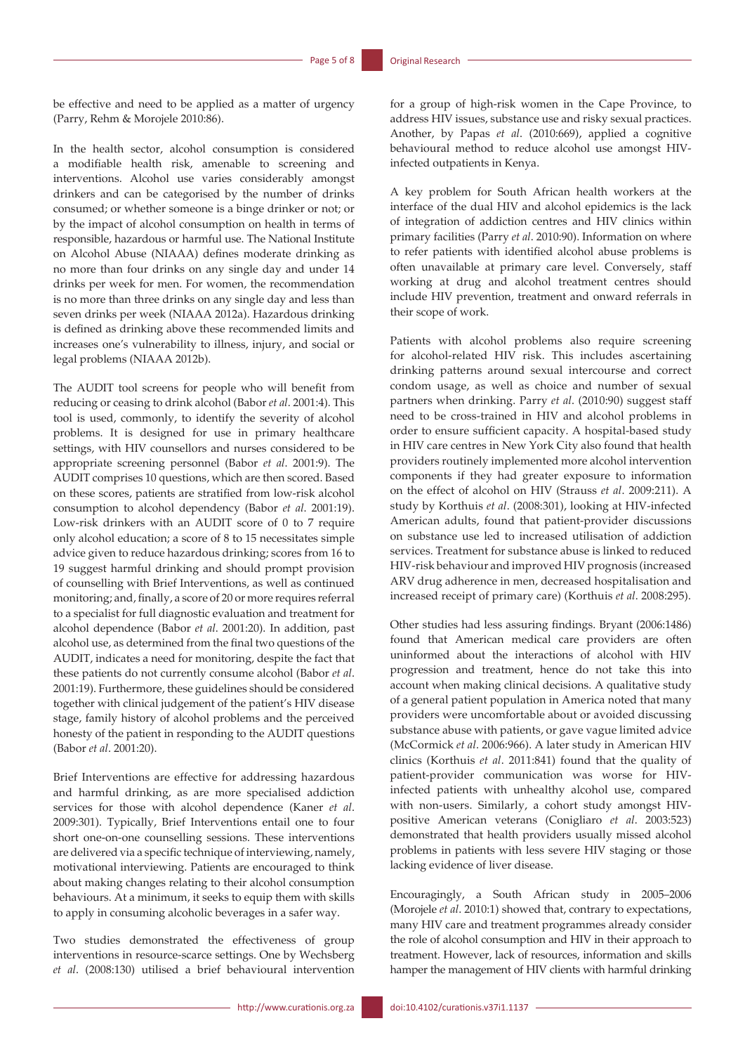be effective and need to be applied as a matter of urgency (Parry, Rehm & Morojele 2010:86).

In the health sector, alcohol consumption is considered a modifiable health risk, amenable to screening and interventions. Alcohol use varies considerably amongst drinkers and can be categorised by the number of drinks consumed; or whether someone is a binge drinker or not; or by the impact of alcohol consumption on health in terms of responsible, hazardous or harmful use. The National Institute on Alcohol Abuse (NIAAA) defines moderate drinking as no more than four drinks on any single day and under 14 drinks per week for men. For women, the recommendation is no more than three drinks on any single day and less than seven drinks per week (NIAAA 2012a). Hazardous drinking is defined as drinking above these recommended limits and increases one's vulnerability to illness, injury, and social or legal problems (NIAAA 2012b).

The AUDIT tool screens for people who will benefit from reducing or ceasing to drink alcohol (Babor *et al*. 2001:4). This tool is used, commonly, to identify the severity of alcohol problems. It is designed for use in primary healthcare settings, with HIV counsellors and nurses considered to be appropriate screening personnel (Babor *et al*. 2001:9). The AUDIT comprises 10 questions, which are then scored. Based on these scores, patients are stratified from low-risk alcohol consumption to alcohol dependency (Babor *et al*. 2001:19). Low-risk drinkers with an AUDIT score of 0 to 7 require only alcohol education; a score of 8 to 15 necessitates simple advice given to reduce hazardous drinking; scores from 16 to 19 suggest harmful drinking and should prompt provision of counselling with Brief Interventions, as well as continued monitoring; and, finally, a score of 20 or more requires referral to a specialist for full diagnostic evaluation and treatment for alcohol dependence (Babor *et al*. 2001:20). In addition, past alcohol use, as determined from the final two questions of the AUDIT, indicates a need for monitoring, despite the fact that these patients do not currently consume alcohol (Babor *et al*. 2001:19). Furthermore, these guidelines should be considered together with clinical judgement of the patient's HIV disease stage, family history of alcohol problems and the perceived honesty of the patient in responding to the AUDIT questions (Babor *et al*. 2001:20).

Brief Interventions are effective for addressing hazardous and harmful drinking, as are more specialised addiction services for those with alcohol dependence (Kaner *et al*. 2009:301). Typically, Brief Interventions entail one to four short one-on-one counselling sessions. These interventions are delivered via a specific technique of interviewing, namely, motivational interviewing. Patients are encouraged to think about making changes relating to their alcohol consumption behaviours. At a minimum, it seeks to equip them with skills to apply in consuming alcoholic beverages in a safer way.

Two studies demonstrated the effectiveness of group interventions in resource-scarce settings. One by Wechsberg *et al*. (2008:130) utilised a brief behavioural intervention for a group of high-risk women in the Cape Province, to address HIV issues, substance use and risky sexual practices. Another, by Papas *et al*. (2010:669), applied a cognitive behavioural method to reduce alcohol use amongst HIV-infected outpatients in Kenya.

A key problem for South African health workers at the interface of the dual HIV and alcohol epidemics is the lack of integration of addiction centres and HIV clinics within primary facilities (Parry *et al*. 2010:90). Information on where to refer patients with identified alcohol abuse problems is often unavailable at primary care level. Conversely, staff working at drug and alcohol treatment centres should include HIV prevention, treatment and onward referrals in their scope of work.

Patients with alcohol problems also require screening for alcohol-related HIV risk. This includes ascertaining drinking patterns around sexual intercourse and correct condom usage, as well as choice and number of sexual partners when drinking. Parry *et al*. (2010:90) suggest staff need to be cross-trained in HIV and alcohol problems in order to ensure sufficient capacity. A hospital-based study in HIV care centres in New York City also found that health providers routinely implemented more alcohol intervention components if they had greater exposure to information on the effect of alcohol on HIV (Strauss *et al*. 2009:211). A study by Korthuis *et al*. (2008:301), looking at HIV-infected American adults, found that patient-provider discussions on substance use led to increased utilisation of addiction services. Treatment for substance abuse is linked to reduced HIV-risk behaviour and improved HIV prognosis (increased ARV drug adherence in men, decreased hospitalisation and increased receipt of primary care) (Korthuis *et al*. 2008:295).

Other studies had less assuring findings. Bryant (2006:1486) found that American medical care providers are often uninformed about the interactions of alcohol with HIV progression and treatment, hence do not take this into account when making clinical decisions. A qualitative study of a general patient population in America noted that many providers were uncomfortable about or avoided discussing substance abuse with patients, or gave vague limited advice (McCormick *et al*. 2006:966). A later study in American HIV clinics (Korthuis *et al*. 2011:841) found that the quality of patient-provider communication was worse for HIV-infected patients with unhealthy alcohol use, compared with non-users. Similarly, a cohort study amongst HIV-positive American veterans (Conigliaro *et al*. 2003:523) demonstrated that health providers usually missed alcohol problems in patients with less severe HIV staging or those lacking evidence of liver disease.

Encouragingly, a South African study in 2005–2006 (Morojele *et al*. 2010:1) showed that, contrary to expectations, many HIV care and treatment programmes already consider the role of alcohol consumption and HIV in their approach to treatment. However, lack of resources, information and skills hamper the management of HIV clients with harmful drinking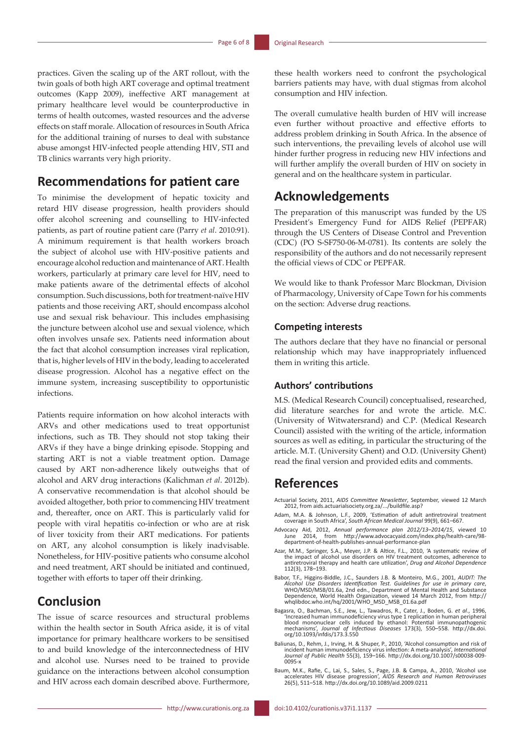practices. Given the scaling up of the ART rollout, with the twin goals of both high ART coverage and optimal treatment outcomes (Kapp 2009), ineffective ART management at primary healthcare level would be counterproductive in terms of health outcomes, wasted resources and the adverse effects on staff morale. Allocation of resources in South Africa for the additional training of nurses to deal with substance abuse amongst HIV-infected people attending HIV, STI and TB clinics warrants very high priority.

## Recommendations for patient care

To minimise the development of hepatic toxicity and retard HIV disease progression, health providers should offer alcohol screening and counselling to HIV-infected patients, as part of routine patient care (Parry *et al*. 2010:91). A minimum requirement is that health workers broach the subject of alcohol use with HIV-positive patients and encourage alcohol reduction and maintenance of ART. Health workers, particularly at primary care level for HIV, need to make patients aware of the detrimental effects of alcohol consumption. Such discussions, both for treatment-naïve HIV patients and those receiving ART, should encompass alcohol use and sexual risk behaviour. This includes emphasising the juncture between alcohol use and sexual violence, which often involves unsafe sex. Patients need information about the fact that alcohol consumption increases viral replication, that is, higher levels of HIV in the body, leading to accelerated disease progression. Alcohol has a negative effect on the immune system, increasing susceptibility to opportunistic infections.

Patients require information on how alcohol interacts with ARVs and other medications used to treat opportunist infections, such as TB. They should not stop taking their ARVs if they have a binge drinking episode. Stopping and starting ART is not a viable treatment option. Damage caused by ART non-adherence likely outweighs that of alcohol and ARV drug interactions (Kalichman *et al*. 2012b). A conservative recommendation is that alcohol should be avoided altogether, both prior to commencing HIV treatment and, thereafter, once on ART. This is particularly valid for people with viral hepatitis co-infection or who are at risk of liver toxicity from their ART medications. For patients on ART, any alcohol consumption is likely inadvisable. Nonetheless, for HIV-positive patients who consume alcohol and need treatment, ART should be initiated and continued, together with efforts to taper off their drinking.

## Conclusion

The issue of scarce resources and structural problems within the health sector in South Africa aside, it is of vital importance for primary healthcare workers to be sensitised to and build knowledge of the interconnectedness of HIV and alcohol use. Nurses need to be trained to provide guidance on the interactions between alcohol consumption and HIV across each domain described above. Furthermore, these health workers need to confront the psychological barriers patients may have, with dual stigmas from alcohol consumption and HIV infection.

The overall cumulative health burden of HIV will increase even further without proactive and effective efforts to address problem drinking in South Africa. In the absence of such interventions, the prevailing levels of alcohol use will hinder further progress in reducing new HIV infections and will further amplify the overall burden of HIV on society in general and on the healthcare system in particular.

## Acknowledgements

The preparation of this manuscript was funded by the US President's Emergency Fund for AIDS Relief (PEPFAR) through the US Centers of Disease Control and Prevention (CDC) (PO S-SF750-06-M-0781). Its contents are solely the responsibility of the authors and do not necessarily represent the official views of CDC or PEPFAR.

We would like to thank Professor Marc Blockman, Division of Pharmacology, University of Cape Town for his comments on the section: Adverse drug reactions.

### Competing interests

The authors declare that they have no financial or personal relationship which may have inappropriately influenced them in writing this article.

### Authors' contributions

M.S. (Medical Research Council) conceptualised, researched, did literature searches for and wrote the article. M.C. (University of Witwatersrand) and C.P. (Medical Research Council) assisted with the writing of the article, information sources as well as editing, in particular the structuring of the article. M.T. (University Ghent) and O.D. (University Ghent) read the final version and provided edits and comments.

## References

Actuarial Society, 2011, *AIDS Committee Newsletter*, September, viewed 12 March 2012, from aids.actuarialsociety.org.za/.../buildfile.asp?

Adam, M.A. & Johnson, L.F., 2009, 'Estimation of adult antiretroviral treatment coverage in South Africa', *South African Medical Journal* 99(9), 661–667.

Advocacy Aid, 2012, *Annual performance plan 2012/13–2014/15*, viewed 10 June 2014, from http://www.advocacyaid.com/index.php/health-care/98-department-of-health-publishes-annual-performance-plan

Azar, M.M., Springer, S.A., Meyer, J.P. & Altice, F.L., 2010, 'A systematic review of the impact of alcohol use disorders on HIV treatment outcomes, adherence to antiretroviral therapy and health care utilization', *Drug and Alcohol Dependence* 112(3), 178–193.

Babor, T.F., Higgins-Biddle, J.C., Saunders J.B. & Monteiro, M.G., 2001, *AUDIT: The Alcohol Use Disorders Identification Test. Guidelines for use in primary care*, WHO/MSD/MSB/01.6a, 2nd edn., Department of Mental Health and Substance Dependence, World Health Organization, viewed 14 March 2012, from http://whqlibdoc.who.int/hq/2001/WHO_MSD_MSB_01.6a.pdf

Bagasra, O., Bachman, S.E., Jew, L., Tawadros, R., Cater, J., Boden, G. *et al*., 1996, 'Increased human immunodeficiency virus type 1 replication in human peripheral blood mononuclear cells induced by ethanol: Potential immunopathogenic mechanisms', *Journal of Infectious Diseases* 173(3), 550–558. http://dx.doi.org/10.1093/infdis/173.3.550

Baliunas, D., Rehm, J., Irving, H. & Shuper, P., 2010, 'Alcohol consumption and risk of incident human immunodeficiency virus infection: A meta-analysis', *International Journal of Public Health* 55(3), 159–166. http://dx.doi.org/10.1007/s00038-009-0095-x

Baum, M.K., Rafie, C., Lai, S., Sales, S., Page, J.B. & Campa, A., 2010, 'Alcohol use accelerates HIV disease progression', *AIDS Research and Human Retroviruses* 26(5), 511–518. http://dx.doi.org/10.1089/aid.2009.0211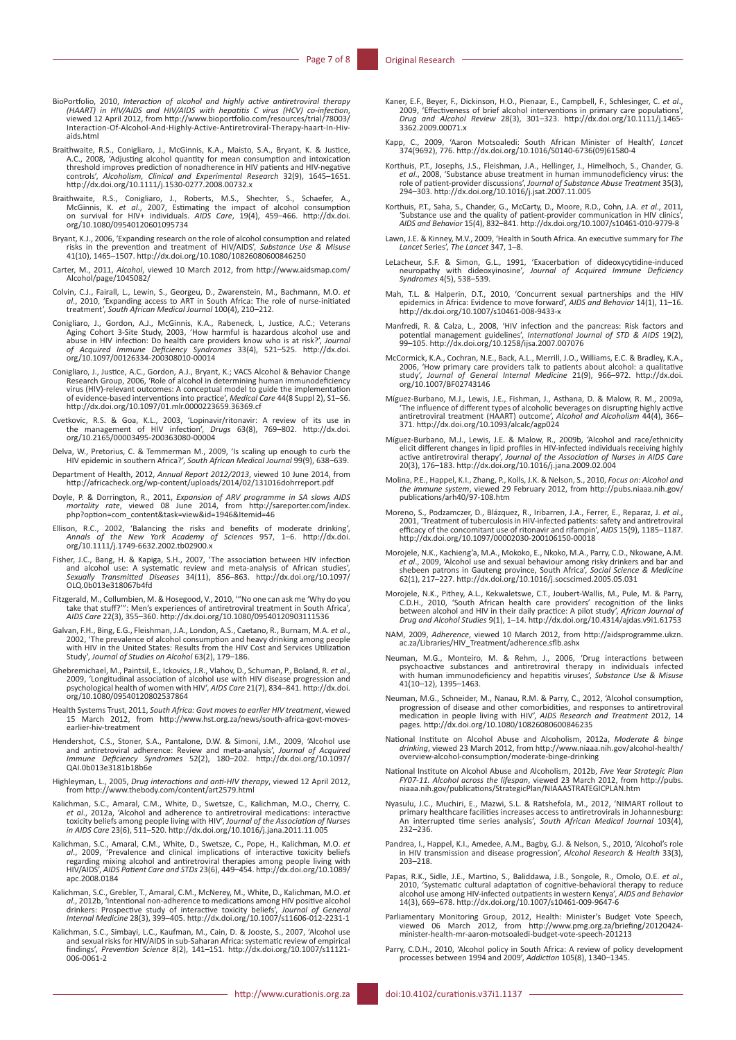BioPortfolio, 2010, *Interaction of alcohol and highly active antiretroviral therapy (HAART) in HIV/AIDS and HIV/AIDS with hepatitis C virus (HCV) co-infection*, viewed 12 April 2012, from http://www.bioportfolio.com/resources/trial/78003/Interaction-Of-Alcohol-And-Highly-Active-Antiretroviral-Therapy-haart-In-Hiv-aids.html

Braithwaite, R.S., Conigliaro, J., McGinnis, K.A., Maisto, S.A., Bryant, K. & Justice, A.C., 2008, 'Adjusting alcohol quantity for mean consumption and intoxication threshold improves prediction of nonadherence in HIV patients and HIV-negative controls', *Alcoholism, Clinical and Experimental Research* 32(9), 1645–1651. http://dx.doi.org/10.1111/j.1530-0277.2008.00732.x

Braithwaite, R.S., Conigliaro, J., Roberts, M.S., Shechter, S., Schaefer, A., McGinnis, K. *et al*., 2007, Estimating the impact of alcohol consumption on survival for HIV+ individuals. *AIDS Care*, 19(4), 459–466. http://dx.doi.org/10.1080/09540120601095734

Bryant, K.J., 2006, 'Expanding research on the role of alcohol consumption and related risks in the prevention and treatment of HIV/AIDS', *Substance Use & Misuse* 41(10), 1465–1507. http://dx.doi.org/10.1080/10826080600846250

Carter, M., 2011, *Alcohol*, viewed 10 March 2012, from http://www.aidsmap.com/Alcohol/page/1045082/

Colvin, C.J., Fairall, L., Lewin, S., Georgeu, D., Zwarenstein, M., Bachmann, M.O. *et al*., 2010, 'Expanding access to ART in South Africa: The role of nurse-initiated treatment', *South African Medical Journal* 100(4), 210–212.

Conigliaro, J., Gordon, A.J., McGinnis, K.A., Rabeneck, L, Justice, A.C.; Veterans Aging Cohort 3-Site Study, 2003, 'How harmful is hazardous alcohol use and abuse in HIV infection: Do health care providers know who is at risk?', *Journal of Acquired Immune Deficiency Syndromes* 33(4), 521–525. http://dx.doi.org/10.1097/00126334-200308010-00014

Conigliaro, J., Justice, A.C., Gordon, A.J., Bryant, K.; VACS Alcohol & Behavior Change Research Group, 2006, 'Role of alcohol in determining human immunodeficiency virus (HIV)-relevant outcomes: A conceptual model to guide the implementation of evidence-based interventions into practice', *Medical Care* 44(8 Suppl 2), S1–S6. http://dx.doi.org/10.1097/01.mlr.0000223659.36369.cf

Cvetkovic, R.S. & Goa, K.L., 2003, 'Lopinavir/ritonavir: A review of its use in the management of HIV infection', *Drugs* 63(8), 769–802. http://dx.doi.org/10.2165/00003495-200363080-00004

Delva, W., Pretorius, C. & Temmerman M., 2009, 'Is scaling up enough to curb the HIV epidemic in southern Africa?', *South African Medical Journal* 99(9), 638–639.

Department of Health, 2012, *Annual Report 2012/2013*, viewed 10 June 2014, from http://africacheck.org/wp-content/uploads/2014/02/131016dohrreport.pdf

Doyle, P. & Dorrington, R., 2011, *Expansion of ARV programme in SA slows AIDS mortality rate*, viewed 08 June 2014, from http://sareporter.com/index.php?option=com_content&task=view&id=1946&Itemid=46

Ellison, R.C., 2002, 'Balancing the risks and benefits of moderate drinking', *Annals of the New York Academy of Sciences* 957, 1–6. http://dx.doi.org/10.1111/j.1749-6632.2002.tb02900.x

Fisher, J.C., Bang, H. & Kapiga, S.H., 2007, 'The association between HIV infection and alcohol use: A systematic review and meta-analysis of African studies', *Sexually Transmitted Diseases* 34(11), 856–863. http://dx.doi.org/10.1097/OLQ.0b013e318067b4fd

Fitzgerald, M., Collumbien, M. & Hosegood, V., 2010, '"No one can ask me 'Why do you take that stuff?'": Men's experiences of antiretroviral treatment in South Africa', *AIDS Care* 22(3), 355–360. http://dx.doi.org/10.1080/09540120903111536

Galvan, F.H., Bing, E.G., Fleishman, J.A., London, A.S., Caetano, R., Burnam, M.A. *et al*., 2002, 'The prevalence of alcohol consumption and heavy drinking among people with HIV in the United States: Results from the HIV Cost and Services Utilization Study', *Journal of Studies on Alcohol* 63(2), 179–186.

Ghebremichael, M., Paintsil, E., Ickovics, J.R., Vlahov, D., Schuman, P., Boland, R. *et al*., 2009, 'Longitudinal association of alcohol use with HIV disease progression and psychological health of women with HIV', *AIDS Care* 21(7), 834–841. http://dx.doi.org/10.1080/09540120802537864

Health Systems Trust, 2011, *South Africa: Govt moves to earlier HIV treatment*, viewed 15 March 2012, from http://www.hst.org.za/news/south-africa-govt-moves-earlier-hiv-treatment

Hendershot, C.S., Stoner, S.A., Pantalone, D.W. & Simoni, J.M., 2009, 'Alcohol use and antiretroviral adherence: Review and meta-analysis', *Journal of Acquired Immune Deficiency Syndromes* 52(2), 180–202. http://dx.doi.org/10.1097/QAI.0b013e3181b18b6e

Highleyman, L., 2005, *Drug interactions and anti-HIV therapy*, viewed 12 April 2012, from http://www.thebody.com/content/art2579.html

Kalichman, S.C., Amaral, C.M., White, D., Swetsze, C., Kalichman, M.O., Cherry, C. *et al*., 2012a, 'Alcohol and adherence to antiretroviral medications: interactive toxicity beliefs among people living with HIV', *Journal of the Association of Nurses in AIDS Care* 23(6), 511–520. http://dx.doi.org/10.1016/j.jana.2011.11.005

Kalichman, S.C., Amaral, C.M., White, D., Swetsze, C., Pope, H., Kalichman, M.O. *et al*., 2009, 'Prevalence and clinical implications of interactive toxicity beliefs regarding mixing alcohol and antiretroviral therapies among people living with HIV/AIDS', *AIDS Patient Care and STDs* 23(6), 449–454. http://dx.doi.org/10.1089/apc.2008.0184

Kalichman, S.C., Grebler, T., Amaral, C.M., McNerey, M., White, D., Kalichman, M.O. *et al*., 2012b, 'Intentional non-adherence to medications among HIV positive alcohol drinkers: Prospective study of interactive toxicity beliefs', *Journal of General Internal Medicine* 28(3), 399–405. http://dx.doi.org/10.1007/s11606-012-2231-1

Kalichman, S.C., Simbayi, L.C., Kaufman, M., Cain, D. & Jooste, S., 2007, 'Alcohol use and sexual risks for HIV/AIDS in sub-Saharan Africa: systematic review of empirical findings', *Prevention Science* 8(2), 141–151. http://dx.doi.org/10.1007/s11121-006-0061-2

Kaner, E.F., Beyer, F., Dickinson, H.O., Pienaar, E., Campbell, F., Schlesinger, C. *et al*., 2009, 'Effectiveness of brief alcohol interventions in primary care populations', *Drug and Alcohol Review* 28(3), 301–323. http://dx.doi.org/10.1111/j.1465-3362.2009.00071.x

Kapp, C., 2009, 'Aaron Motsoaledi: South African Minister of Health', *Lancet* 374(9692), 776. http://dx.doi.org/10.1016/S0140-6736(09)61580-4

Korthuis, P.T., Josephs, J.S., Fleishman, J.A., Hellinger, J., Himelhoch, S., Chander, G. *et al*., 2008, 'Substance abuse treatment in human immunodeficiency virus: the role of patient-provider discussions', *Journal of Substance Abuse Treatment* 35(3), 294–303. http://dx.doi.org/10.1016/j.jsat.2007.11.005

Korthuis, P.T., Saha, S., Chander, G., McCarty, D., Moore, R.D., Cohn, J.A. *et al*., 2011, 'Substance use and the quality of patient-provider communication in HIV clinics', *AIDS and Behavior* 15(4), 832–841. http://dx.doi.org/10.1007/s10461-010-9779-8

Lawn, J.E. & Kinney, M.V., 2009, 'Health in South Africa. An executive summary for *The Lancet* Series', *The Lancet* 347, 1–8.

LeLacheur, S.F. & Simon, G.L., 1991, 'Exacerbation of dideoxycytidine-induced neuropathy with dideoxyinosine', *Journal of Acquired Immune Deficiency Syndromes* 4(5), 538–539.

Mah, T.L. & Halperin, D.T., 2010, 'Concurrent sexual partnerships and the HIV epidemics in Africa: Evidence to move forward', *AIDS and Behavior* 14(1), 11–16. http://dx.doi.org/10.1007/s10461-008-9433-x

Manfredi, R. & Calza, L., 2008, 'HIV infection and the pancreas: Risk factors and potential management guidelines', *International Journal of STD & AIDS* 19(2), 99–105. http://dx.doi.org/10.1258/ijsa.2007.007076

McCormick, K.A., Cochran, N.E., Back, A.L., Merrill, J.O., Williams, E.C. & Bradley, K.A., 2006, 'How primary care providers talk to patients about alcohol: a qualitative study', *Journal of General Internal Medicine* 21(9), 966–972. http://dx.doi.org/10.1007/BF02743146

Míguez-Burbano, M.J., Lewis, J.E., Fishman, J., Asthana, D. & Malow, R. M., 2009a, 'The influence of different types of alcoholic beverages on disrupting highly active antiretroviral treatment (HAART) outcome', *Alcohol and Alcoholism* 44(4), 366–371. http://dx.doi.org/10.1093/alcalc/agp024

Míguez-Burbano, M.J., Lewis, J.E. & Malow, R., 2009b, 'Alcohol and race/ethnicity elicit different changes in lipid profiles in HIV-infected individuals receiving highly active antiretroviral therapy', *Journal of the Association of Nurses in AIDS Care* 20(3), 176–183. http://dx.doi.org/10.1016/j.jana.2009.02.004

Molina, P.E., Happel, K.I., Zhang, P., Kolls, J.K. & Nelson, S., 2010, *Focus on: Alcohol and the immune system*, viewed 29 February 2012, from http://pubs.niaaa.nih.gov/publications/arh40/97-108.htm

Moreno, S., Podzamczer, D., Blázquez, R., Iribarren, J.A., Ferrer, E., Reparaz, J. *et al*., 2001, 'Treatment of tuberculosis in HIV-infected patients: safety and antiretroviral efficacy of the concomitant use of ritonavir and rifampin', *AIDS* 15(9), 1185–1187. http://dx.doi.org/10.1097/00002030-200106150-00018

Morojele, N.K., Kachieng'a, M.A., Mokoko, E., Nkoko, M.A., Parry, C.D., Nkowane, A.M. *et al*., 2009, 'Alcohol use and sexual behaviour among risky drinkers and bar and shebeen patrons in Gauteng province, South Africa', *Social Science & Medicine* 62(1), 217–227. http://dx.doi.org/10.1016/j.socscimed.2005.05.031

Morojele, N.K., Pithey, A.L., Kekwaletswe, C.T., Joubert-Wallis, M., Pule, M. & Parry, C.D.H., 2010, 'South African health care providers' recognition of the links between alcohol and HIV in their daily practice: A pilot study', *African Journal of Drug and Alcohol Studies* 9(1), 1–14. http://dx.doi.org/10.4314/ajdas.v9i1.61753

NAM, 2009, *Adherence*, viewed 10 March 2012, from http://aidsprogramme.ukzn.ac.za/Libraries/HIV_Treatment/adherence.sflb.ashx

Neuman, M.G., Monteiro, M. & Rehm, J., 2006, 'Drug interactions between psychoactive substances and antiretroviral therapy in individuals infected with human immunodeficiency and hepatitis viruses', *Substance Use & Misuse* 41(10–12), 1395–1463.

Neuman, M.G., Schneider, M., Nanau, R.M. & Parry, C., 2012, 'Alcohol consumption, progression of disease and other comorbidities, and responses to antiretroviral medication in people living with HIV', *AIDS Research and Treatment* 2012, 14 pages. http://dx.doi.org/10.1080/10826080600846235

National Institute on Alcohol Abuse and Alcoholism, 2012a, *Moderate & binge drinking*, viewed 23 March 2012, from http://www.niaaa.nih.gov/alcohol-health/overview-alcohol-consumption/moderate-binge-drinking

National Institute on Alcohol Abuse and Alcoholism, 2012b, *Five Year Strategic Plan FY07-11. Alcohol across the lifespan*, viewed 23 March 2012, from http://pubs.niaaa.nih.gov/publications/StrategicPlan/NIAAASTRATEGICPLAN.htm

Nyasulu, J.C., Muchiri, E., Mazwi, S.L. & Ratshefola, M., 2012, 'NIMART rollout to primary healthcare facilities increases access to antiretrovirals in Johannesburg: An interrupted time series analysis', *South African Medical Journal* 103(4), 232–236.

Pandrea, I., Happel, K.I., Amedee, A.M., Bagby, G.J. & Nelson, S., 2010, 'Alcohol's role in HIV transmission and disease progression', *Alcohol Research & Health* 33(3), 203–218.

Papas, R.K., Sidle, J.E., Martino, S., Baliddawa, J.B., Songole, R., Omolo, O.E. *et al*., 2010, 'Systematic cultural adaptation of cognitive-behavioral therapy to reduce alcohol use among HIV-infected outpatients in western Kenya', *AIDS and Behavior* 14(3), 669–678. http://dx.doi.org/10.1007/s10461-009-9647-6

Parliamentary Monitoring Group, 2012, Health: Minister's Budget Vote Speech, viewed 06 March 2012, from http://www.pmg.org.za/briefing/20120424-minister-health-mr-aaron-motsoaledi-budget-vote-speech-201213

Parry, C.D.H., 2010, 'Alcohol policy in South Africa: A review of policy development processes between 1994 and 2009', *Addiction* 105(8), 1340–1345.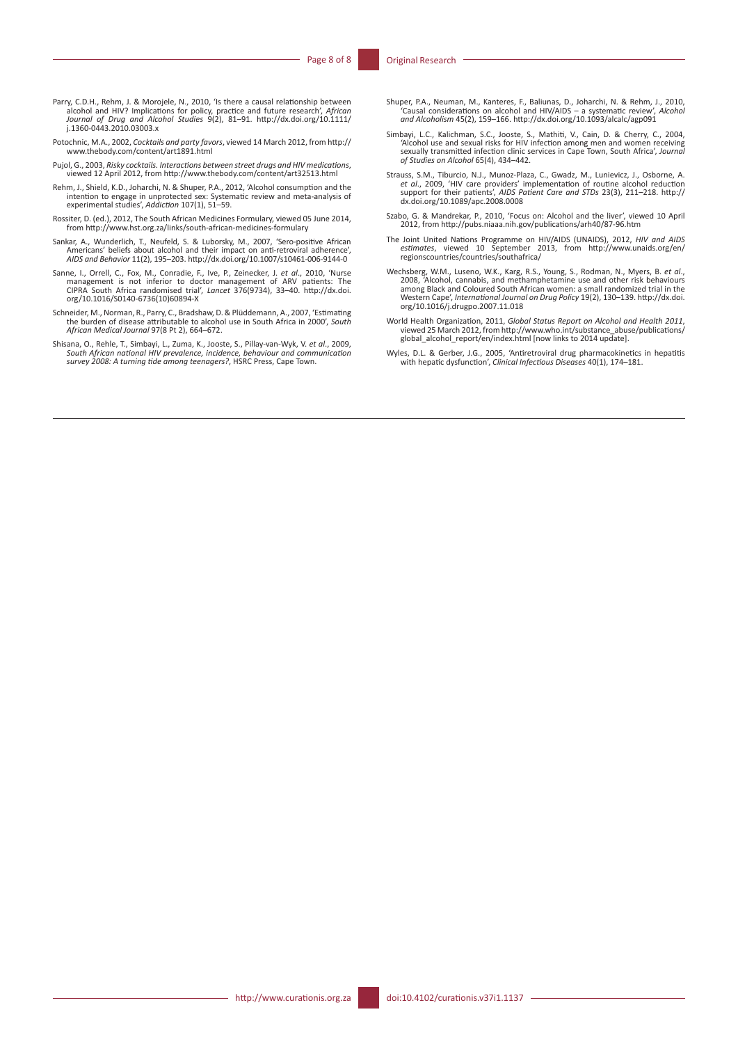Parry, C.D.H., Rehm, J. & Morojele, N., 2010, 'Is there a causal relationship between alcohol and HIV? Implications for policy, practice and future research', *African Journal of Drug and Alcohol Studies* 9(2), 81–91. http://dx.doi.org/10.1111/j.1360-0443.2010.03003.x

Potochnic, M.A., 2002, *Cocktails and party favors*, viewed 14 March 2012, from http://www.thebody.com/content/art1891.html

Pujol, G., 2003, *Risky cocktails. Interactions between street drugs and HIV medications*, viewed 12 April 2012, from http://www.thebody.com/content/art32513.html

Rehm, J., Shield, K.D., Joharchi, N. & Shuper, P.A., 2012, 'Alcohol consumption and the intention to engage in unprotected sex: Systematic review and meta-analysis of experimental studies', *Addiction* 107(1), 51–59.

Rossiter, D. (ed.), 2012, The South African Medicines Formulary, viewed 05 June 2014, from http://www.hst.org.za/links/south-african-medicines-formulary

Sankar, A., Wunderlich, T., Neufeld, S. & Luborsky, M., 2007, 'Sero-positive African Americans' beliefs about alcohol and their impact on anti-retroviral adherence', *AIDS and Behavior* 11(2), 195–203. http://dx.doi.org/10.1007/s10461-006-9144-0

Sanne, I., Orrell, C., Fox, M., Conradie, F., Ive, P., Zeinecker, J. *et al*., 2010, 'Nurse management is not inferior to doctor management of ARV patients: The CIPRA South Africa randomised trial', *Lancet* 376(9734), 33–40. http://dx.doi.org/10.1016/S0140-6736(10)60894-X

Schneider, M., Norman, R., Parry, C., Bradshaw, D. & Plüddemann, A., 2007, 'Estimating the burden of disease attributable to alcohol use in South Africa in 2000', *South African Medical Journal* 97(8 Pt 2), 664–672.

Shisana, O., Rehle, T., Simbayi, L., Zuma, K., Jooste, S., Pillay-van-Wyk, V. *et al*., 2009, *South African national HIV prevalence, incidence, behaviour and communication survey 2008: A turning tide among teenagers?*, HSRC Press, Cape Town.

Shuper, P.A., Neuman, M., Kanteres, F., Baliunas, D., Joharchi, N. & Rehm, J., 2010, 'Causal considerations on alcohol and HIV/AIDS – a systematic review', *Alcohol and Alcoholism* 45(2), 159–166. http://dx.doi.org/10.1093/alcalc/agp091

Simbayi, L.C., Kalichman, S.C., Jooste, S., Mathiti, V., Cain, D. & Cherry, C., 2004, 'Alcohol use and sexual risks for HIV infection among men and women receiving sexually transmitted infection clinic services in Cape Town, South Africa', *Journal of Studies on Alcohol* 65(4), 434–442.

Strauss, S.M., Tiburcio, N.J., Munoz-Plaza, C., Gwadz, M., Lunievicz, J., Osborne, A. *et al*., 2009, 'HIV care providers' implementation of routine alcohol reduction support for their patients', *AIDS Patient Care and STDs* 23(3), 211–218. http://dx.doi.org/10.1089/apc.2008.0008

Szabo, G. & Mandrekar, P., 2010, 'Focus on: Alcohol and the liver', viewed 10 April 2012, from http://pubs.niaaa.nih.gov/publications/arh40/87-96.htm

The Joint United Nations Programme on HIV/AIDS (UNAIDS), 2012, *HIV and AIDS estimates*, viewed 10 September 2013, from http://www.unaids.org/en/regionscountries/countries/southafrica/

Wechsberg, W.M., Luseno, W.K., Karg, R.S., Young, S., Rodman, N., Myers, B. *et al*., 2008, 'Alcohol, cannabis, and methamphetamine use and other risk behaviours among Black and Coloured South African women: a small randomized trial in the Western Cape', *International Journal on Drug Policy* 19(2), 130–139. http://dx.doi.org/10.1016/j.drugpo.2007.11.018

World Health Organization, 2011, *Global Status Report on Alcohol and Health 2011*, viewed 25 March 2012, from http://www.who.int/substance_abuse/publications/global_alcohol_report/en/index.html [now links to 2014 update].

Wyles, D.L. & Gerber, J.G., 2005, 'Antiretroviral drug pharmacokinetics in hepatitis with hepatic dysfunction', *Clinical Infectious Diseases* 40(1), 174–181.